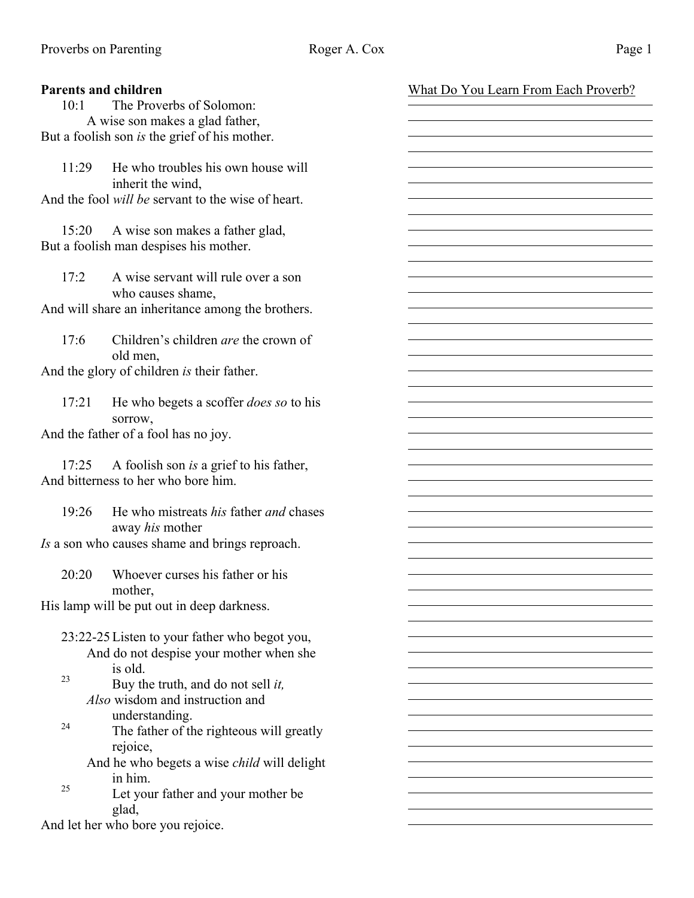**Parents and children**

10:1 The Proverbs of Solomon:
A wise son makes a glad father,
But a foolish son *is* the grief of his mother.

11:29 He who troubles his own house will inherit the wind,
And the fool *will be* servant to the wise of heart.

15:20 A wise son makes a father glad,
But a foolish man despises his mother.

17:2 A wise servant will rule over a son who causes shame,
And will share an inheritance among the brothers.

17:6 Children's children *are* the crown of old men,
And the glory of children *is* their father.

17:21 He who begets a scoffer *does so* to his sorrow,
And the father of a fool has no joy.

17:25 A foolish son *is* a grief to his father,
And bitterness to her who bore him.

19:26 He who mistreats *his* father *and* chases away *his* mother
*Is* a son who causes shame and brings reproach.

20:20 Whoever curses his father or his mother,
His lamp will be put out in deep darkness.

23:22-25 Listen to your father who begot you,
And do not despise your mother when she is old.
[23] Buy the truth, and do not sell *it,*
*Also* wisdom and instruction and understanding.
[24] The father of the righteous will greatly rejoice,
And he who begets a wise *child* will delight in him.
[25] Let your father and your mother be glad,
And let her who bore you rejoice.

What Do You Learn From Each Proverb?

___________________________________

___________________________________

___________________________________

___________________________________

___________________________________

___________________________________

___________________________________

___________________________________

___________________________________

___________________________________

___________________________________

___________________________________

___________________________________

___________________________________

___________________________________

___________________________________

___________________________________

___________________________________

___________________________________

___________________________________

___________________________________

___________________________________

___________________________________

___________________________________

___________________________________

___________________________________

___________________________________

___________________________________

___________________________________

___________________________________

___________________________________

___________________________________

___________________________________

___________________________________

___________________________________

___________________________________

___________________________________

___________________________________

___________________________________

___________________________________

___________________________________

___________________________________

___________________________________

___________________________________

___________________________________

___________________________________

___________________________________

___________________________________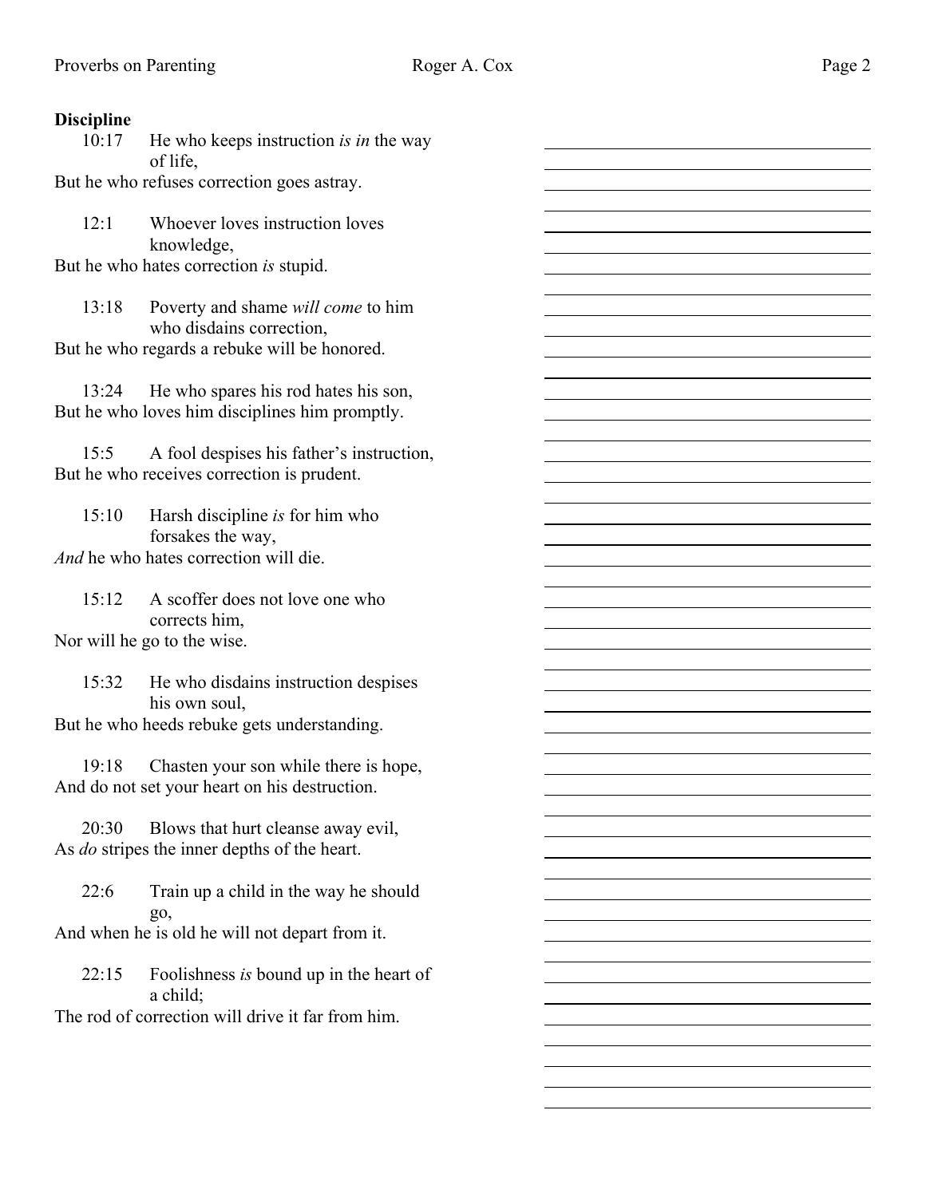**Discipline**

10:17 He who keeps instruction *is in* the way of life,
But he who refuses correction goes astray.

12:1 Whoever loves instruction loves knowledge,
But he who hates correction *is* stupid.

13:18 Poverty and shame *will come* to him who disdains correction,
But he who regards a rebuke will be honored.

13:24 He who spares his rod hates his son,
But he who loves him disciplines him promptly.

15:5 A fool despises his father's instruction,
But he who receives correction is prudent.

15:10 Harsh discipline *is* for him who forsakes the way,
*And* he who hates correction will die.

15:12 A scoffer does not love one who corrects him,
Nor will he go to the wise.

15:32 He who disdains instruction despises his own soul,
But he who heeds rebuke gets understanding.

19:18 Chasten your son while there is hope,
And do not set your heart on his destruction.

20:30 Blows that hurt cleanse away evil,
As *do* stripes the inner depths of the heart.

22:6 Train up a child in the way he should go,
And when he is old he will not depart from it.

22:15 Foolishness *is* bound up in the heart of a child;
The rod of correction will drive it far from him.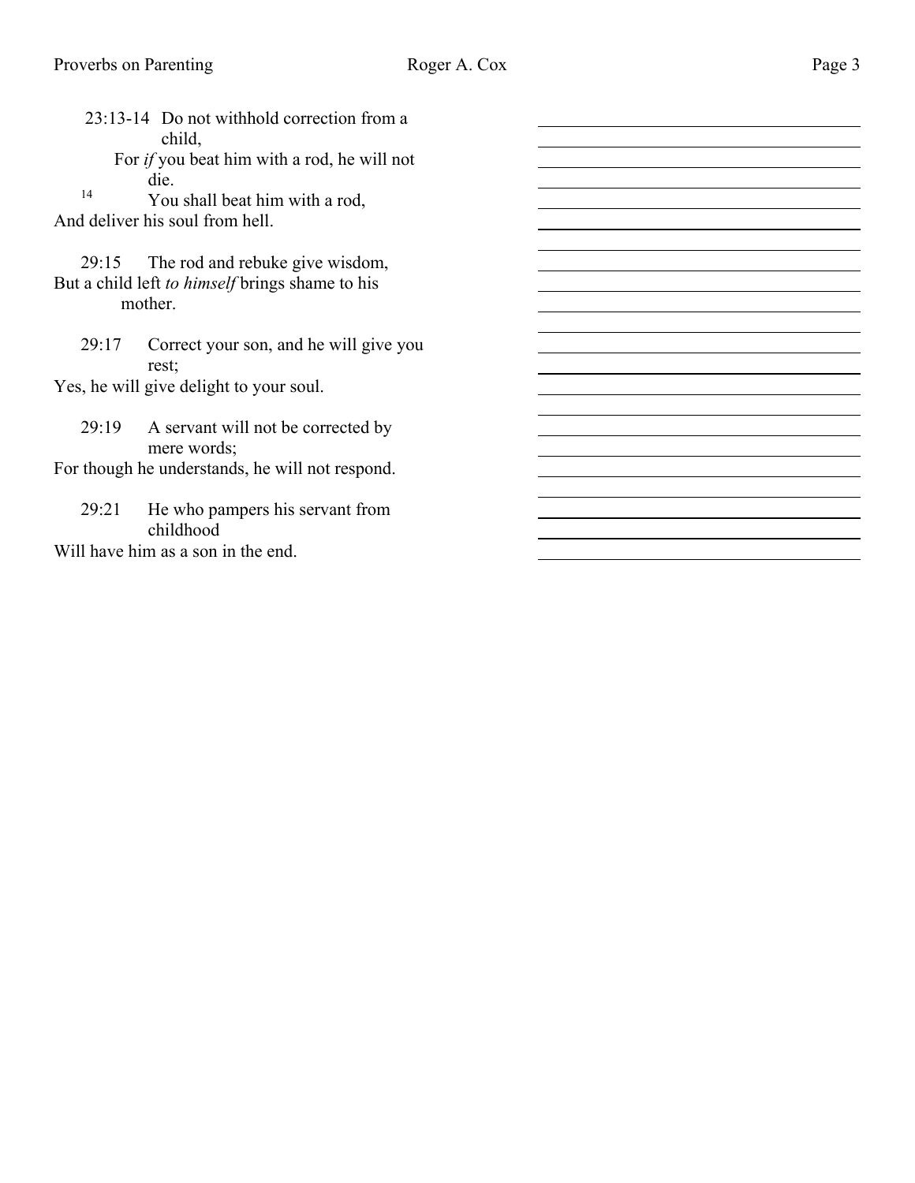23:13-14 Do not withhold correction from a child,
For *if* you beat him with a rod, he will not die.
[14] You shall beat him with a rod,
And deliver his soul from hell.

29:15 The rod and rebuke give wisdom,
But a child left *to himself* brings shame to his mother.

29:17 Correct your son, and he will give you rest;
Yes, he will give delight to your soul.

29:19 A servant will not be corrected by mere words;
For though he understands, he will not respond.

29:21 He who pampers his servant from childhood
Will have him as a son in the end.